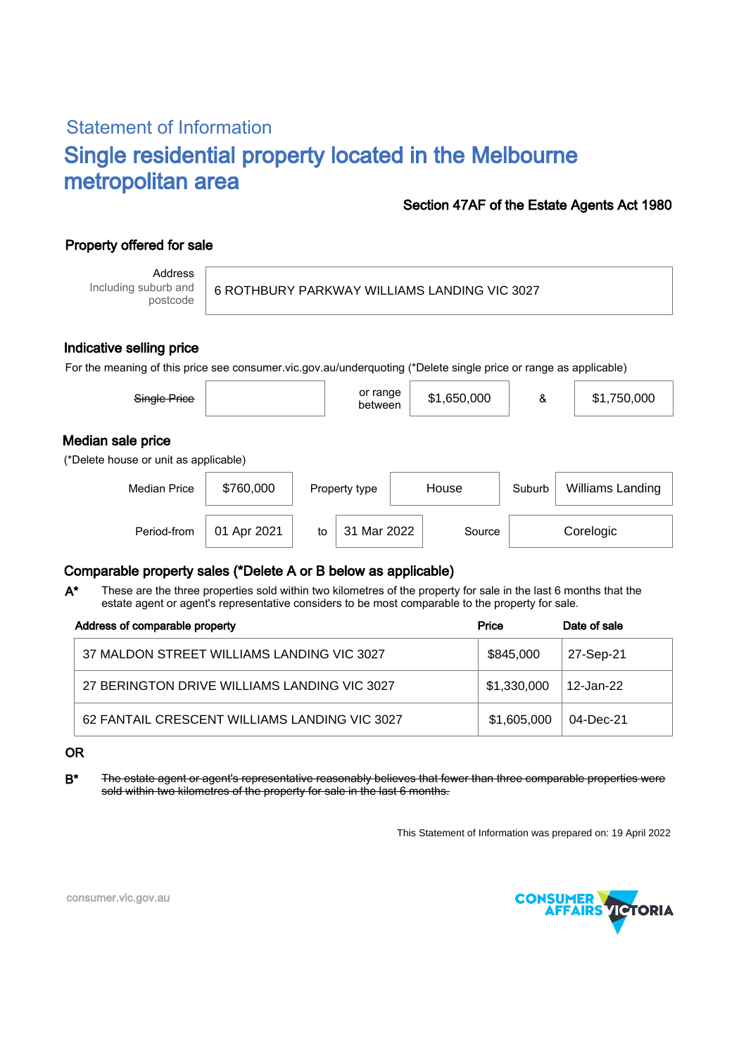## Statement of Information

# Single residential property located in the Melbourne metropolitan area

**Section 47AF of the Estate Agents Act 1980**

### Property offered for sale

| Address Including suburb and postcode | 6 ROTHBURY PARKWAY WILLIAMS LANDING VIC 3027 |
|---|---|

### Indicative selling price

For the meaning of this price see consumer.vic.gov.au/underquoting (*Delete single price or range as applicable)

| ~~Single Price~~ | | or range between | $1,650,000 | & | $1,750,000 |
|---|---|---|---|---|---|

### Median sale price

(*Delete house or unit as applicable)

| Median Price | $760,000 | Property type | House | Suburb | Williams Landing |
|---|---|---|---|---|---|
| Period-from | 01 Apr 2021 | to | 31 Mar 2022 | Source | Corelogic |

### Comparable property sales (*Delete A or B below as applicable)

**A*** These are the three properties sold within two kilometres of the property for sale in the last 6 months that the estate agent or agent's representative considers to be most comparable to the property for sale.

| Address of comparable property | Price | Date of sale |
|---|---|---|
| 37 MALDON STREET WILLIAMS LANDING VIC 3027 | $845,000 | 27-Sep-21 |
| 27 BERINGTON DRIVE WILLIAMS LANDING VIC 3027 | $1,330,000 | 12-Jan-22 |
| 62 FANTAIL CRESCENT WILLIAMS LANDING VIC 3027 | $1,605,000 | 04-Dec-21 |

OR

**B*** ~~The estate agent or agent's representative reasonably believes that fewer than three comparable properties were sold within two kilometres of the property for sale in the last 6 months.~~

This Statement of Information was prepared on: 19 April 2022

consumer.vic.gov.au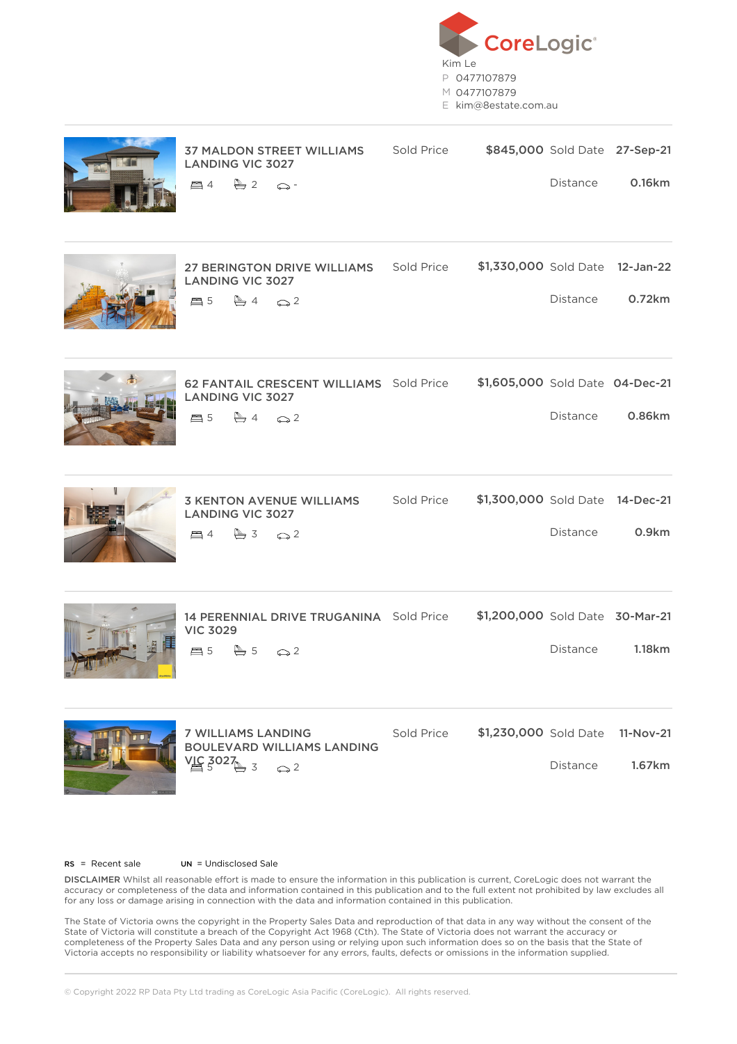CoreLogic

Kim Le
P 0477107879
M 0477107879
E kim@8estate.com.au

| | | | | | |
|---|---|---|---|---|---|
| 37 MALDON STREET WILLIAMS LANDING VIC 3027 | Sold Price | $845,000 | Sold Date | 27-Sep-21 | |
| 4 bed, 2 bath, - car | | | Distance | 0.16km | |
| 27 BERINGTON DRIVE WILLIAMS LANDING VIC 3027 | Sold Price | $1,330,000 | Sold Date | 12-Jan-22 | |
| 5 bed, 4 bath, 2 car | | | Distance | 0.72km | |
| 62 FANTAIL CRESCENT WILLIAMS LANDING VIC 3027 | Sold Price | $1,605,000 | Sold Date | 04-Dec-21 | |
| 5 bed, 4 bath, 2 car | | | Distance | 0.86km | |
| 3 KENTON AVENUE WILLIAMS LANDING VIC 3027 | Sold Price | $1,300,000 | Sold Date | 14-Dec-21 | |
| 4 bed, 3 bath, 2 car | | | Distance | 0.9km | |
| 14 PERENNIAL DRIVE TRUGANINA VIC 3029 | Sold Price | $1,200,000 | Sold Date | 30-Mar-21 | |
| 5 bed, 5 bath, 2 car | | | Distance | 1.18km | |
| 7 WILLIAMS LANDING BOULEVARD WILLIAMS LANDING VIC 3027 | Sold Price | $1,230,000 | Sold Date | 11-Nov-21 | |
| 5 bed, 3 bath, 2 car | | | Distance | 1.67km | |

**RS** = Recent sale **UN** = Undisclosed Sale

**DISCLAIMER** Whilst all reasonable effort is made to ensure the information in this publication is current, CoreLogic does not warrant the accuracy or completeness of the data and information contained in this publication and to the full extent not prohibited by law excludes all for any loss or damage arising in connection with the data and information contained in this publication.

The State of Victoria owns the copyright in the Property Sales Data and reproduction of that data in any way without the consent of the State of Victoria will constitute a breach of the Copyright Act 1968 (Cth). The State of Victoria does not warrant the accuracy or completeness of the Property Sales Data and any person using or relying upon such information does so on the basis that the State of Victoria accepts no responsibility or liability whatsoever for any errors, faults, defects or omissions in the information supplied.

© Copyright 2022 RP Data Pty Ltd trading as CoreLogic Asia Pacific (CoreLogic). All rights reserved.